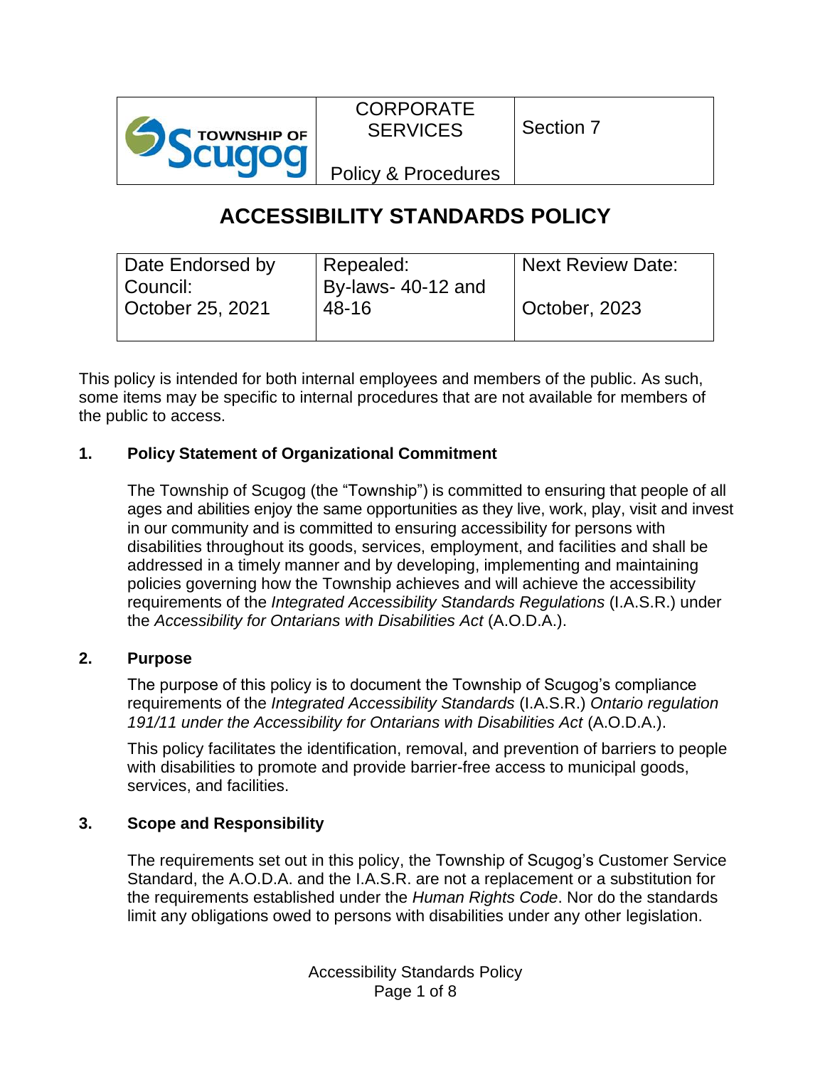| TOWNSHIP OF Scugog | CORPORATE SERVICES<br><br>Policy & Procedures | Section 7 |
|---|---|---|

# ACCESSIBILITY STANDARDS POLICY

| Date Endorsed by Council: October 25, 2021 | Repealed: By-laws- 40-12 and 48-16 | Next Review Date: October, 2023 |
|---|---|---|

This policy is intended for both internal employees and members of the public. As such, some items may be specific to internal procedures that are not available for members of the public to access.

## 1. Policy Statement of Organizational Commitment

The Township of Scugog (the "Township") is committed to ensuring that people of all ages and abilities enjoy the same opportunities as they live, work, play, visit and invest in our community and is committed to ensuring accessibility for persons with disabilities throughout its goods, services, employment, and facilities and shall be addressed in a timely manner and by developing, implementing and maintaining policies governing how the Township achieves and will achieve the accessibility requirements of the *Integrated Accessibility Standards Regulations* (I.A.S.R.) under the *Accessibility for Ontarians with Disabilities Act* (A.O.D.A.).

## 2. Purpose

The purpose of this policy is to document the Township of Scugog's compliance requirements of the *Integrated Accessibility Standards* (I.A.S.R.) *Ontario regulation 191/11 under the Accessibility for Ontarians with Disabilities Act* (A.O.D.A.).

This policy facilitates the identification, removal, and prevention of barriers to people with disabilities to promote and provide barrier-free access to municipal goods, services, and facilities.

## 3. Scope and Responsibility

The requirements set out in this policy, the Township of Scugog's Customer Service Standard, the A.O.D.A. and the I.A.S.R. are not a replacement or a substitution for the requirements established under the *Human Rights Code*. Nor do the standards limit any obligations owed to persons with disabilities under any other legislation.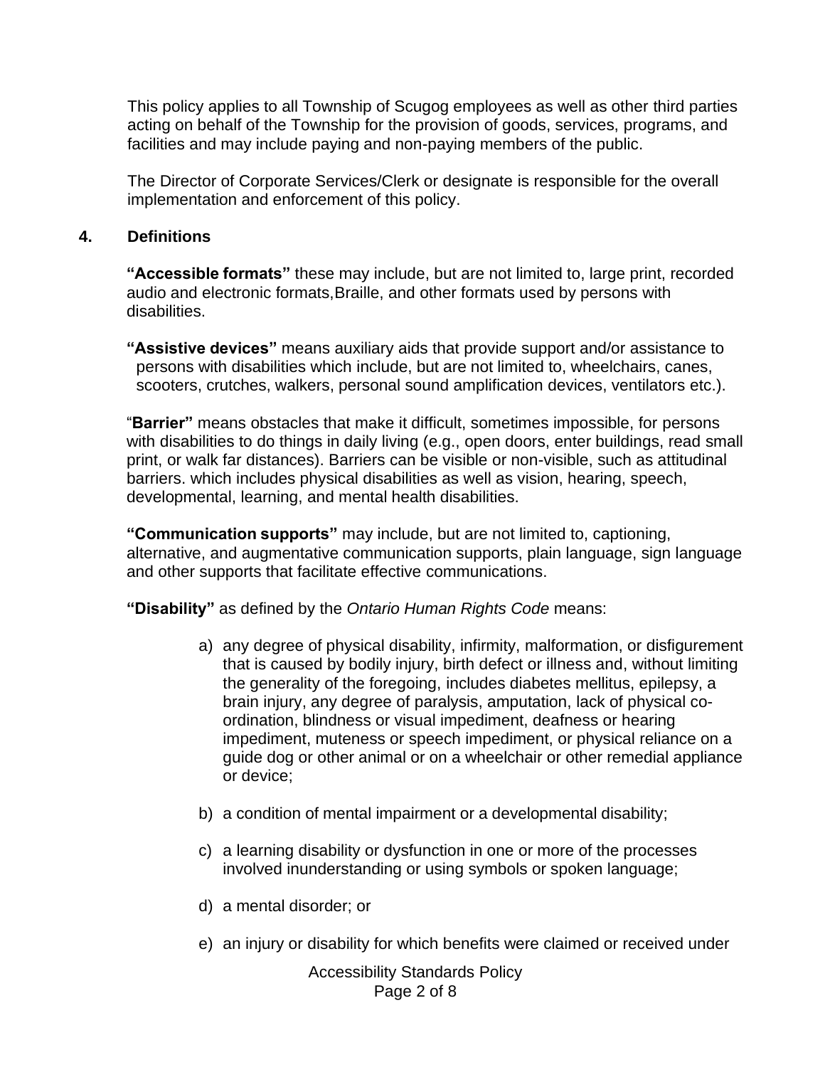This policy applies to all Township of Scugog employees as well as other third parties acting on behalf of the Township for the provision of goods, services, programs, and facilities and may include paying and non-paying members of the public.

The Director of Corporate Services/Clerk or designate is responsible for the overall implementation and enforcement of this policy.

## 4. Definitions

**"Accessible formats"** these may include, but are not limited to, large print, recorded audio and electronic formats,Braille, and other formats used by persons with disabilities.

**"Assistive devices"** means auxiliary aids that provide support and/or assistance to persons with disabilities which include, but are not limited to, wheelchairs, canes, scooters, crutches, walkers, personal sound amplification devices, ventilators etc.).

"**Barrier"** means obstacles that make it difficult, sometimes impossible, for persons with disabilities to do things in daily living (e.g., open doors, enter buildings, read small print, or walk far distances). Barriers can be visible or non-visible, such as attitudinal barriers. which includes physical disabilities as well as vision, hearing, speech, developmental, learning, and mental health disabilities.

**"Communication supports"** may include, but are not limited to, captioning, alternative, and augmentative communication supports, plain language, sign language and other supports that facilitate effective communications.

**"Disability"** as defined by the *Ontario Human Rights Code* means:

a) any degree of physical disability, infirmity, malformation, or disfigurement that is caused by bodily injury, birth defect or illness and, without limiting the generality of the foregoing, includes diabetes mellitus, epilepsy, a brain injury, any degree of paralysis, amputation, lack of physical co-ordination, blindness or visual impediment, deafness or hearing impediment, muteness or speech impediment, or physical reliance on a guide dog or other animal or on a wheelchair or other remedial appliance or device;

b) a condition of mental impairment or a developmental disability;

c) a learning disability or dysfunction in one or more of the processes involved inunderstanding or using symbols or spoken language;

d) a mental disorder; or

e) an injury or disability for which benefits were claimed or received under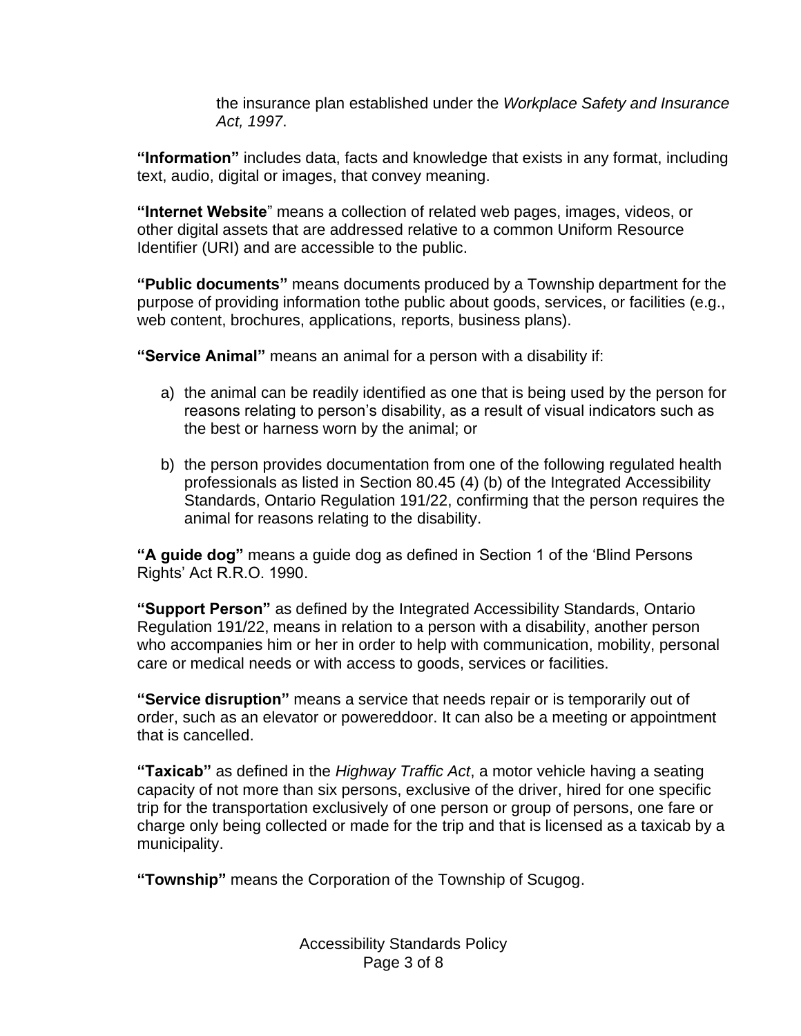the insurance plan established under the *Workplace Safety and Insurance Act, 1997*.

**"Information"** includes data, facts and knowledge that exists in any format, including text, audio, digital or images, that convey meaning.

**"Internet Website**" means a collection of related web pages, images, videos, or other digital assets that are addressed relative to a common Uniform Resource Identifier (URI) and are accessible to the public.

**"Public documents"** means documents produced by a Township department for the purpose of providing information tothe public about goods, services, or facilities (e.g., web content, brochures, applications, reports, business plans).

**"Service Animal"** means an animal for a person with a disability if:

a) the animal can be readily identified as one that is being used by the person for reasons relating to person's disability, as a result of visual indicators such as the best or harness worn by the animal; or

b) the person provides documentation from one of the following regulated health professionals as listed in Section 80.45 (4) (b) of the Integrated Accessibility Standards, Ontario Regulation 191/22, confirming that the person requires the animal for reasons relating to the disability.

**"A guide dog"** means a guide dog as defined in Section 1 of the 'Blind Persons Rights' Act R.R.O. 1990.

**"Support Person"** as defined by the Integrated Accessibility Standards, Ontario Regulation 191/22, means in relation to a person with a disability, another person who accompanies him or her in order to help with communication, mobility, personal care or medical needs or with access to goods, services or facilities.

**"Service disruption"** means a service that needs repair or is temporarily out of order, such as an elevator or powereddoor. It can also be a meeting or appointment that is cancelled.

**"Taxicab"** as defined in the *Highway Traffic Act*, a motor vehicle having a seating capacity of not more than six persons, exclusive of the driver, hired for one specific trip for the transportation exclusively of one person or group of persons, one fare or charge only being collected or made for the trip and that is licensed as a taxicab by a municipality.

**"Township"** means the Corporation of the Township of Scugog.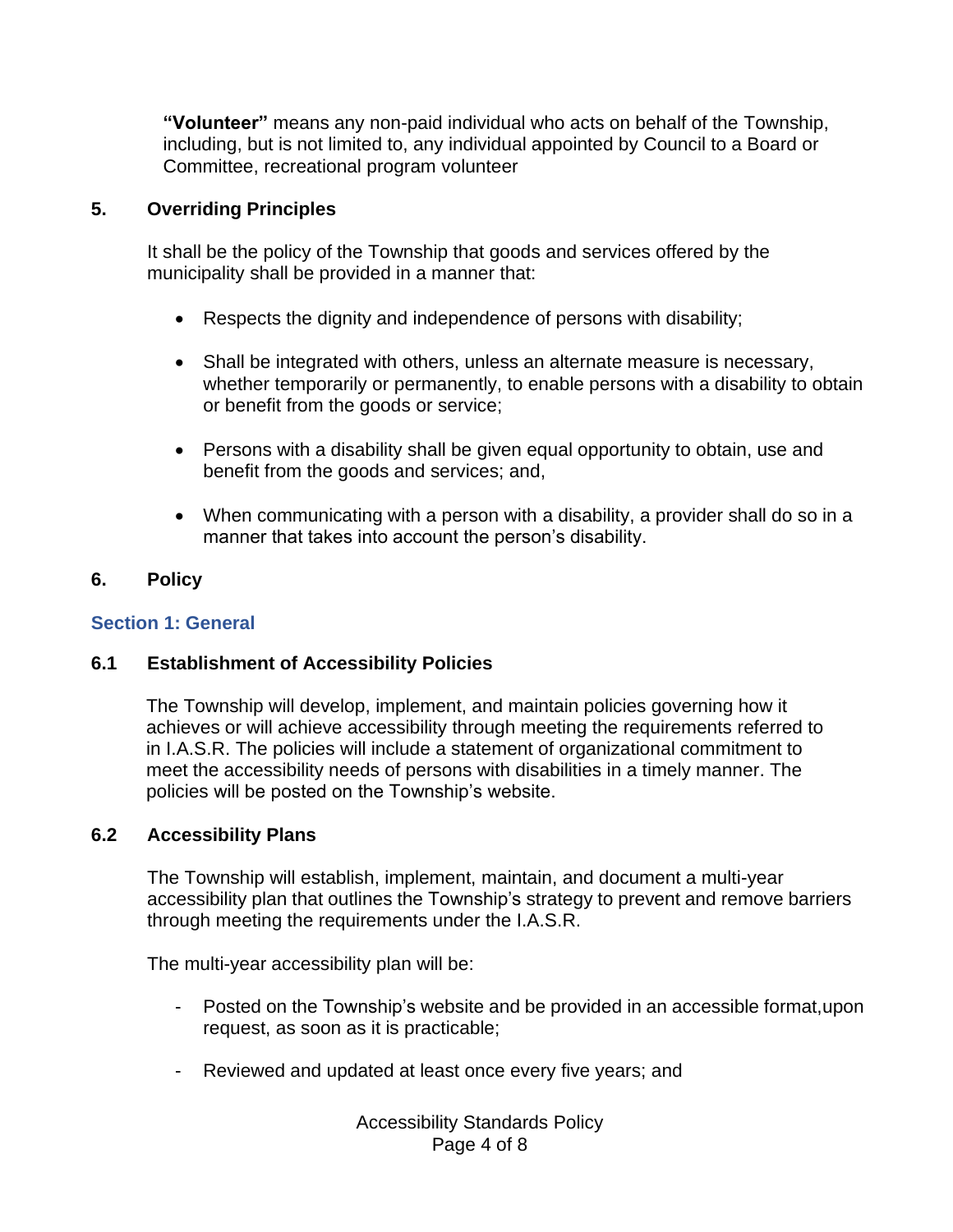**"Volunteer"** means any non-paid individual who acts on behalf of the Township, including, but is not limited to, any individual appointed by Council to a Board or Committee, recreational program volunteer

## 5. Overriding Principles

It shall be the policy of the Township that goods and services offered by the municipality shall be provided in a manner that:

- Respects the dignity and independence of persons with disability;
- Shall be integrated with others, unless an alternate measure is necessary, whether temporarily or permanently, to enable persons with a disability to obtain or benefit from the goods or service;
- Persons with a disability shall be given equal opportunity to obtain, use and benefit from the goods and services; and,
- When communicating with a person with a disability, a provider shall do so in a manner that takes into account the person's disability.

## 6. Policy

### Section 1: General

### 6.1 Establishment of Accessibility Policies

The Township will develop, implement, and maintain policies governing how it achieves or will achieve accessibility through meeting the requirements referred to in I.A.S.R. The policies will include a statement of organizational commitment to meet the accessibility needs of persons with disabilities in a timely manner. The policies will be posted on the Township's website.

### 6.2 Accessibility Plans

The Township will establish, implement, maintain, and document a multi-year accessibility plan that outlines the Township's strategy to prevent and remove barriers through meeting the requirements under the I.A.S.R.

The multi-year accessibility plan will be:

- Posted on the Township's website and be provided in an accessible format,upon request, as soon as it is practicable;
- Reviewed and updated at least once every five years; and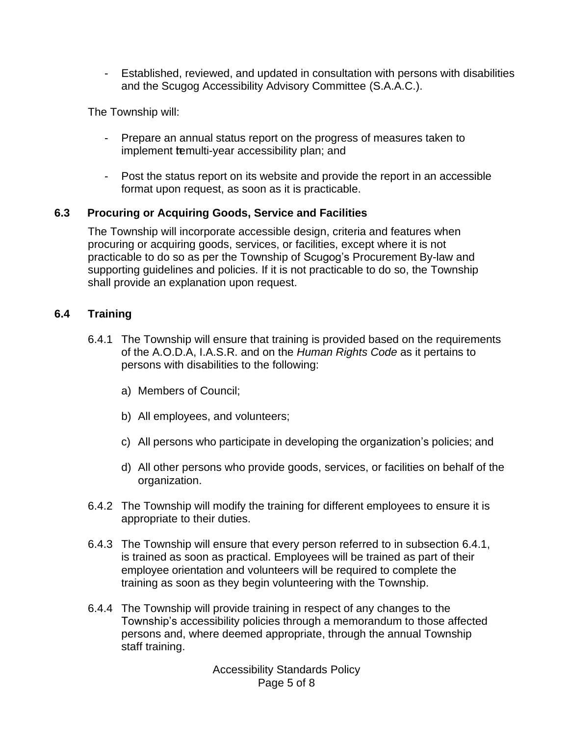- Established, reviewed, and updated in consultation with persons with disabilities and the Scugog Accessibility Advisory Committee (S.A.A.C.).

The Township will:

- Prepare an annual status report on the progress of measures taken to implement the multi-year accessibility plan; and

- Post the status report on its website and provide the report in an accessible format upon request, as soon as it is practicable.

### 6.3 Procuring or Acquiring Goods, Service and Facilities

The Township will incorporate accessible design, criteria and features when procuring or acquiring goods, services, or facilities, except where it is not practicable to do so as per the Township of Scugog's Procurement By-law and supporting guidelines and policies. If it is not practicable to do so, the Township shall provide an explanation upon request.

### 6.4 Training

6.4.1 The Township will ensure that training is provided based on the requirements of the A.O.D.A, I.A.S.R. and on the *Human Rights Code* as it pertains to persons with disabilities to the following:

a) Members of Council;

b) All employees, and volunteers;

c) All persons who participate in developing the organization's policies; and

d) All other persons who provide goods, services, or facilities on behalf of the organization.

6.4.2 The Township will modify the training for different employees to ensure it is appropriate to their duties.

6.4.3 The Township will ensure that every person referred to in subsection 6.4.1, is trained as soon as practical. Employees will be trained as part of their employee orientation and volunteers will be required to complete the training as soon as they begin volunteering with the Township.

6.4.4 The Township will provide training in respect of any changes to the Township's accessibility policies through a memorandum to those affected persons and, where deemed appropriate, through the annual Township staff training.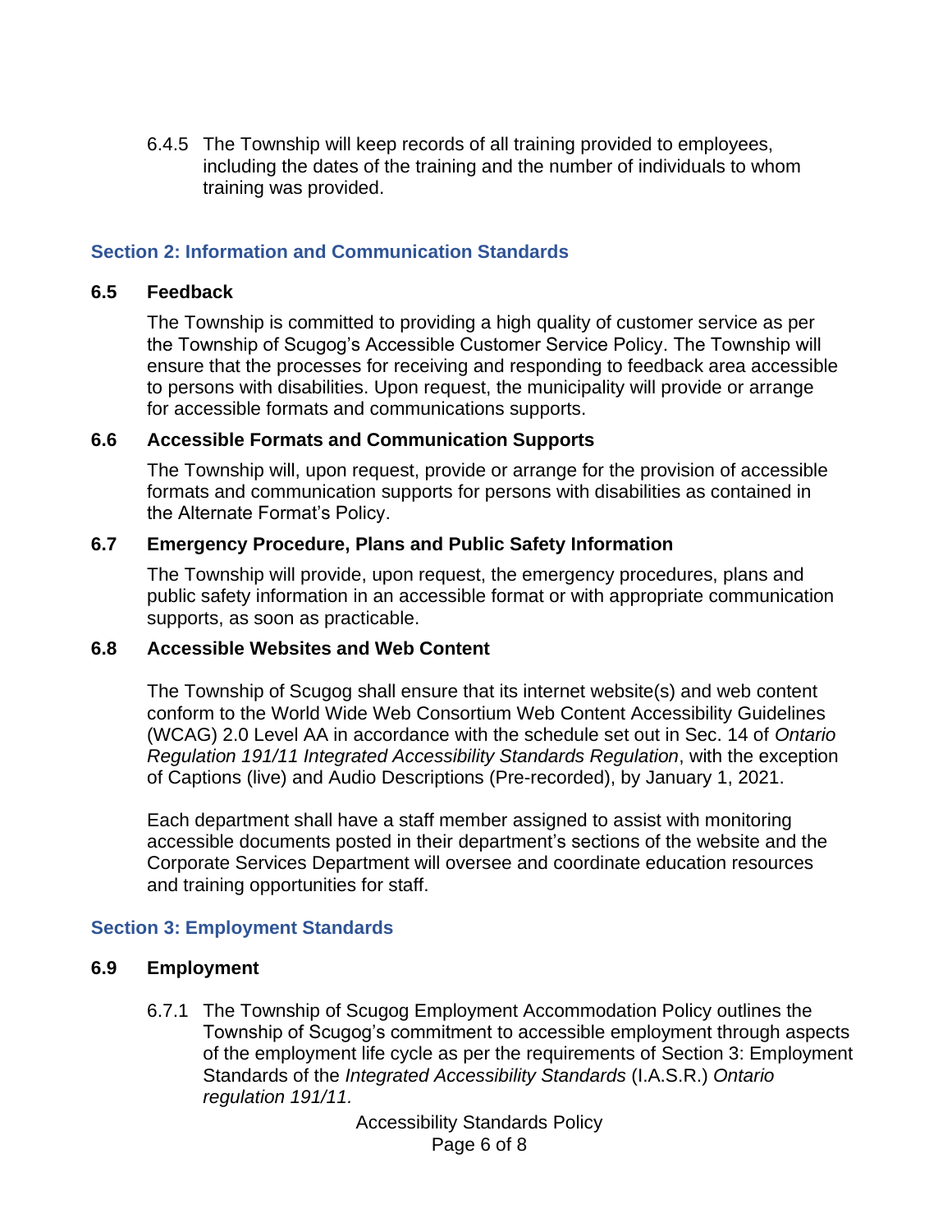6.4.5 The Township will keep records of all training provided to employees, including the dates of the training and the number of individuals to whom training was provided.

## Section 2: Information and Communication Standards

### 6.5 Feedback

The Township is committed to providing a high quality of customer service as per the Township of Scugog's Accessible Customer Service Policy. The Township will ensure that the processes for receiving and responding to feedback area accessible to persons with disabilities. Upon request, the municipality will provide or arrange for accessible formats and communications supports.

### 6.6 Accessible Formats and Communication Supports

The Township will, upon request, provide or arrange for the provision of accessible formats and communication supports for persons with disabilities as contained in the Alternate Format's Policy.

### 6.7 Emergency Procedure, Plans and Public Safety Information

The Township will provide, upon request, the emergency procedures, plans and public safety information in an accessible format or with appropriate communication supports, as soon as practicable.

### 6.8 Accessible Websites and Web Content

The Township of Scugog shall ensure that its internet website(s) and web content conform to the World Wide Web Consortium Web Content Accessibility Guidelines (WCAG) 2.0 Level AA in accordance with the schedule set out in Sec. 14 of *Ontario Regulation 191/11 Integrated Accessibility Standards Regulation*, with the exception of Captions (live) and Audio Descriptions (Pre-recorded), by January 1, 2021.

Each department shall have a staff member assigned to assist with monitoring accessible documents posted in their department's sections of the website and the Corporate Services Department will oversee and coordinate education resources and training opportunities for staff.

## Section 3: Employment Standards

### 6.9 Employment

6.7.1 The Township of Scugog Employment Accommodation Policy outlines the Township of Scugog's commitment to accessible employment through aspects of the employment life cycle as per the requirements of Section 3: Employment Standards of the *Integrated Accessibility Standards* (I.A.S.R.) *Ontario regulation 191/11.*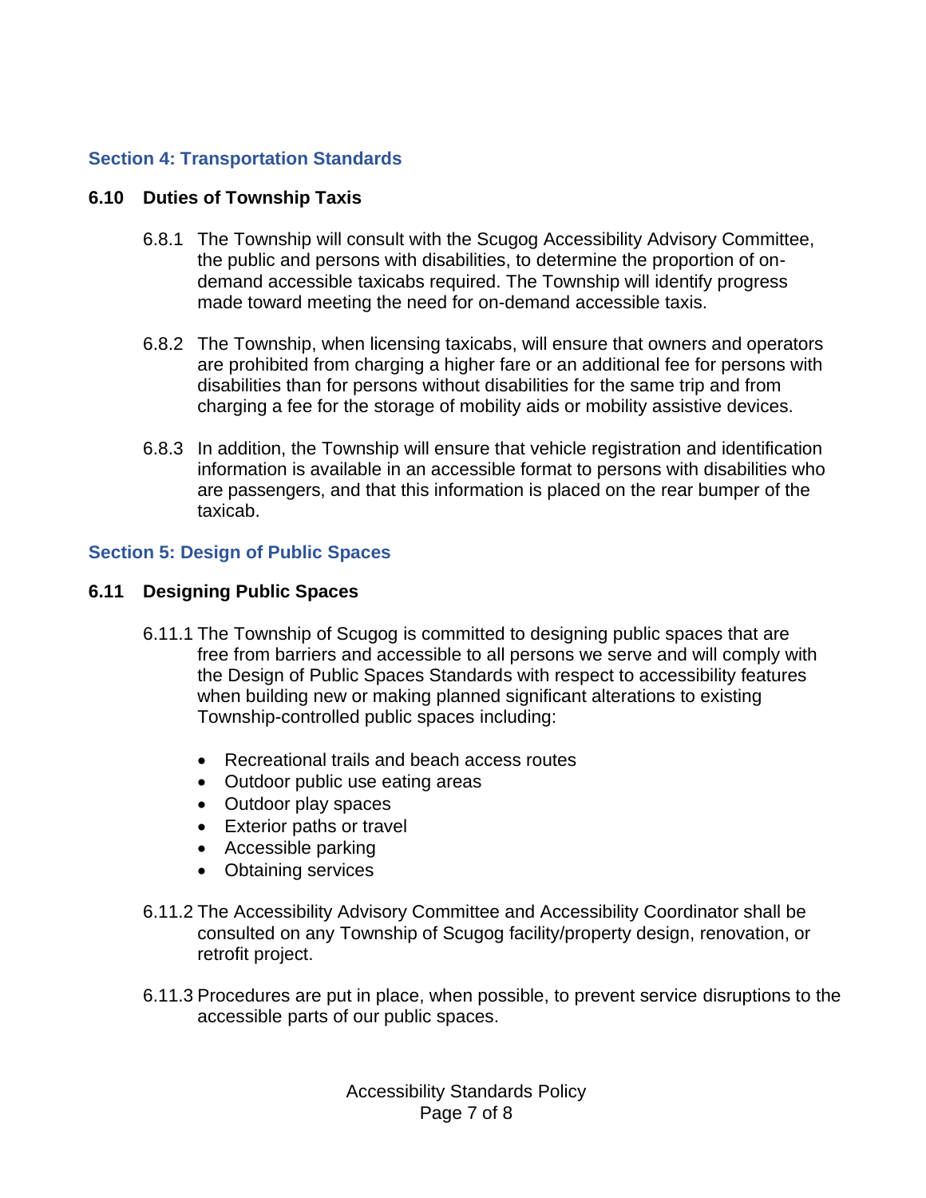## Section 4: Transportation Standards

### 6.10 Duties of Township Taxis

6.8.1 The Township will consult with the Scugog Accessibility Advisory Committee, the public and persons with disabilities, to determine the proportion of on-demand accessible taxicabs required. The Township will identify progress made toward meeting the need for on-demand accessible taxis.

6.8.2 The Township, when licensing taxicabs, will ensure that owners and operators are prohibited from charging a higher fare or an additional fee for persons with disabilities than for persons without disabilities for the same trip and from charging a fee for the storage of mobility aids or mobility assistive devices.

6.8.3 In addition, the Township will ensure that vehicle registration and identification information is available in an accessible format to persons with disabilities who are passengers, and that this information is placed on the rear bumper of the taxicab.

## Section 5: Design of Public Spaces

### 6.11 Designing Public Spaces

6.11.1 The Township of Scugog is committed to designing public spaces that are free from barriers and accessible to all persons we serve and will comply with the Design of Public Spaces Standards with respect to accessibility features when building new or making planned significant alterations to existing Township-controlled public spaces including:

- Recreational trails and beach access routes
- Outdoor public use eating areas
- Outdoor play spaces
- Exterior paths or travel
- Accessible parking
- Obtaining services

6.11.2 The Accessibility Advisory Committee and Accessibility Coordinator shall be consulted on any Township of Scugog facility/property design, renovation, or retrofit project.

6.11.3 Procedures are put in place, when possible, to prevent service disruptions to the accessible parts of our public spaces.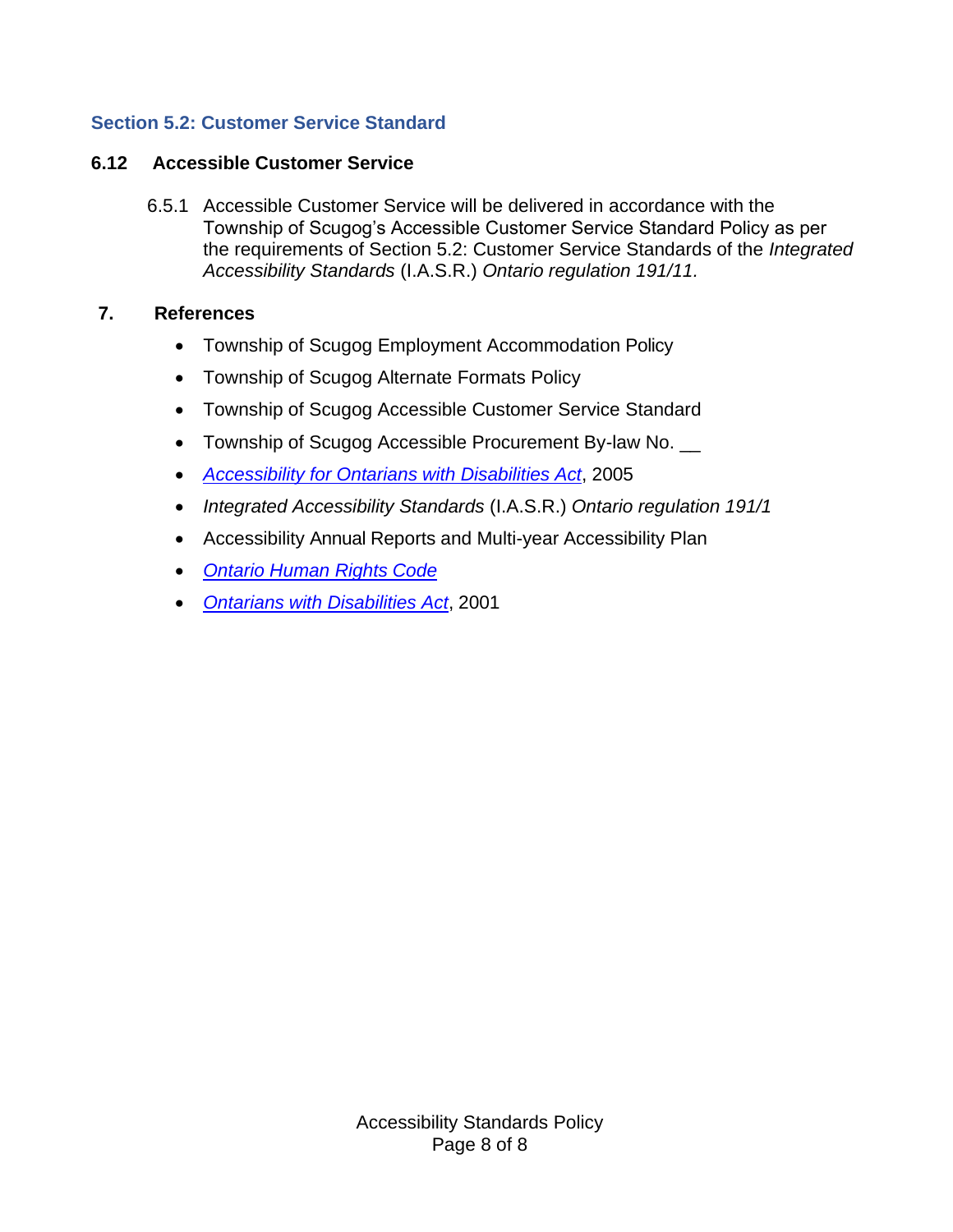### Section 5.2: Customer Service Standard

#### 6.12 Accessible Customer Service

6.5.1 Accessible Customer Service will be delivered in accordance with the Township of Scugog's Accessible Customer Service Standard Policy as per the requirements of Section 5.2: Customer Service Standards of the *Integrated Accessibility Standards* (I.A.S.R.) *Ontario regulation 191/11.*

## 7. References

- Township of Scugog Employment Accommodation Policy
- Township of Scugog Alternate Formats Policy
- Township of Scugog Accessible Customer Service Standard
- Township of Scugog Accessible Procurement By-law No. __
- *Accessibility for Ontarians with Disabilities Act*, 2005
- *Integrated Accessibility Standards* (I.A.S.R.) *Ontario regulation 191/1*
- Accessibility Annual Reports and Multi-year Accessibility Plan
- *Ontario Human Rights Code*
- *Ontarians with Disabilities Act*, 2001